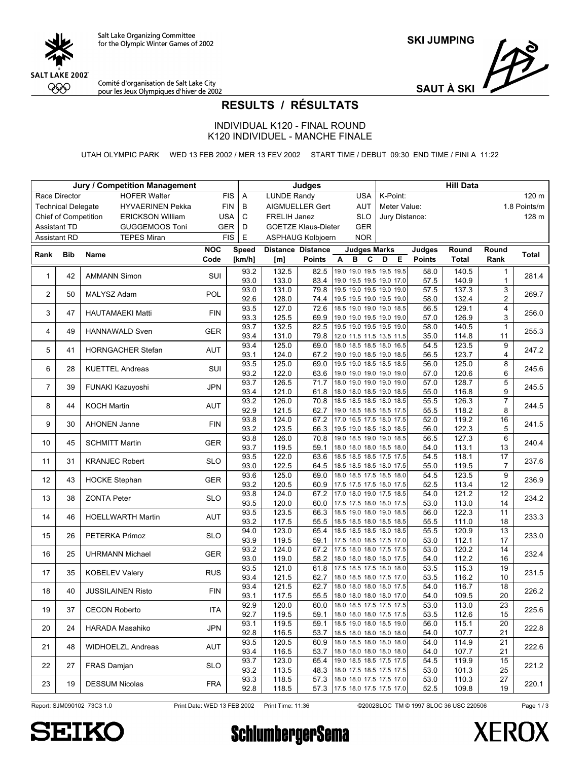Salt Lake Organizing Committee for the Olympic Winter Games of 2002

Comité d'organisation de Salt Lake City pour les Jeux Olympiques d'hiver de 2002

**SKI JUMPING**

**SAUT À SKI**

# RESULTS / RÉSULTATS

INDIVIDUAL K120 - FINAL ROUND
K120 INDIVIDUEL - MANCHE FINALE

UTAH OLYMPIC PARK WED 13 FEB 2002 / MER 13 FEV 2002 START TIME / DEBUT 09:30 END TIME / FINI A 11:22

| Jury / Competition Management | | | | Judges | | | Hill Data | |
|---|---|---|---|---|---|---|---|---|
| Race Director | HOFER Walter | FIS | | A | LUNDE Randy | USA | K-Point: | 120 m |
| Technical Delegate | HYVAERINEN Pekka | FIN | | B | AIGMUELLER Gert | AUT | Meter Value: | 1.8 Points/m |
| Chief of Competition | ERICKSON William | USA | | C | FRELIH Janez | SLO | Jury Distance: | 128 m |
| Assistant TD | GUGGEMOOS Toni | GER | | D | GOETZE Klaus-Dieter | GER | | |
| Assistant RD | TEPES Miran | FIS | | E | ASPHAUG Kolbjoern | NOR | | |

| Rank | Bib | Name | NOC Code | Speed [km/h] | Distance [m] | Distance Points | Judges Marks A B C D E | Judges Points | Round Total | Round Rank | Total |
|---|---|---|---|---|---|---|---|---|---|---|---|
| 1 | 42 | AMMANN Simon | SUI | 93.2 | 132.5 | 82.5 | 19.0 19.0 19.5 19.5 19.5 | 58.0 | 140.5 | 1 | 281.4 |
| | | | | 93.0 | 133.0 | 83.4 | 19.0 19.5 19.5 19.0 17.0 | 57.5 | 140.9 | 1 | |
| 2 | 50 | MALYSZ Adam | POL | 93.0 | 131.0 | 79.8 | 19.5 19.0 19.5 19.0 19.0 | 57.5 | 137.3 | 3 | 269.7 |
| | | | | 92.6 | 128.0 | 74.4 | 19.5 19.5 19.0 19.5 19.0 | 58.0 | 132.4 | 2 | |
| 3 | 47 | HAUTAMAEKI Matti | FIN | 93.5 | 127.0 | 72.6 | 18.5 19.0 19.0 19.0 18.5 | 56.5 | 129.1 | 4 | 256.0 |
| | | | | 93.3 | 125.5 | 69.9 | 19.0 19.0 19.5 19.0 19.0 | 57.0 | 126.9 | 3 | |
| 4 | 49 | HANNAWALD Sven | GER | 93.7 | 132.5 | 82.5 | 19.5 19.0 19.5 19.5 19.0 | 58.0 | 140.5 | 1 | 255.3 |
| | | | | 93.4 | 131.0 | 79.8 | 12.0 11.5 11.5 13.5 11.5 | 35.0 | 114.8 | 11 | |
| 5 | 41 | HORNGACHER Stefan | AUT | 93.4 | 125.0 | 69.0 | 18.0 18.5 18.5 18.0 16.5 | 54.5 | 123.5 | 9 | 247.2 |
| | | | | 93.1 | 124.0 | 67.2 | 19.0 19.0 18.5 19.0 18.5 | 56.5 | 123.7 | 4 | |
| 6 | 28 | KUETTEL Andreas | SUI | 93.5 | 125.0 | 69.0 | 19.5 19.0 18.5 18.5 18.5 | 56.0 | 125.0 | 8 | 245.6 |
| | | | | 93.2 | 122.0 | 63.6 | 19.0 19.0 19.0 19.0 19.0 | 57.0 | 120.6 | 6 | |
| 7 | 39 | FUNAKI Kazuyoshi | JPN | 93.7 | 126.5 | 71.7 | 18.0 19.0 19.0 19.0 19.0 | 57.0 | 128.7 | 5 | 245.5 |
| | | | | 93.4 | 121.0 | 61.8 | 18.0 18.0 18.5 19.0 18.5 | 55.0 | 116.8 | 9 | |
| 8 | 44 | KOCH Martin | AUT | 93.2 | 126.0 | 70.8 | 18.5 18.5 18.5 18.0 18.5 | 55.5 | 126.3 | 7 | 244.5 |
| | | | | 92.9 | 121.5 | 62.7 | 19.0 18.5 18.5 18.5 17.5 | 55.5 | 118.2 | 8 | |
| 9 | 30 | AHONEN Janne | FIN | 93.8 | 124.0 | 67.2 | 17.0 16.5 17.5 18.0 17.5 | 52.0 | 119.2 | 16 | 241.5 |
| | | | | 93.2 | 123.5 | 66.3 | 19.5 19.0 18.5 18.0 18.5 | 56.0 | 122.3 | 5 | |
| 10 | 45 | SCHMITT Martin | GER | 93.8 | 126.0 | 70.8 | 19.0 18.5 19.0 19.0 18.5 | 56.5 | 127.3 | 6 | 240.4 |
| | | | | 93.7 | 119.5 | 59.1 | 18.0 18.0 18.0 18.5 18.0 | 54.0 | 113.1 | 13 | |
| 11 | 31 | KRANJEC Robert | SLO | 93.5 | 122.0 | 63.6 | 18.5 18.5 18.5 17.5 17.5 | 54.5 | 118.1 | 17 | 237.6 |
| | | | | 93.0 | 122.5 | 64.5 | 18.5 18.5 18.5 18.0 17.5 | 55.0 | 119.5 | 7 | |
| 12 | 43 | HOCKE Stephan | GER | 93.6 | 125.0 | 69.0 | 18.0 18.5 17.5 18.5 18.0 | 54.5 | 123.5 | 9 | 236.9 |
| | | | | 93.2 | 120.5 | 60.9 | 17.5 17.5 17.5 18.0 17.5 | 52.5 | 113.4 | 12 | |
| 13 | 38 | ZONTA Peter | SLO | 93.8 | 124.0 | 67.2 | 17.0 18.0 19.0 17.5 18.5 | 54.0 | 121.2 | 12 | 234.2 |
| | | | | 93.5 | 120.0 | 60.0 | 17.5 17.5 18.0 18.0 17.5 | 53.0 | 113.0 | 14 | |
| 14 | 46 | HOELLWARTH Martin | AUT | 93.5 | 123.5 | 66.3 | 18.5 19.0 18.0 19.0 18.5 | 56.0 | 122.3 | 11 | 233.3 |
| | | | | 93.2 | 117.5 | 55.5 | 18.5 18.5 18.0 18.5 18.5 | 55.5 | 111.0 | 18 | |
| 15 | 26 | PETERKA Primoz | SLO | 94.0 | 123.0 | 65.4 | 18.5 18.5 18.5 18.0 18.5 | 55.5 | 120.9 | 13 | 233.0 |
| | | | | 93.9 | 119.5 | 59.1 | 17.5 18.0 18.5 17.5 17.0 | 53.0 | 112.1 | 17 | |
| 16 | 25 | UHRMANN Michael | GER | 93.2 | 124.0 | 67.2 | 17.5 18.0 18.0 17.5 17.5 | 53.0 | 120.2 | 14 | 232.4 |
| | | | | 93.0 | 119.0 | 58.2 | 18.0 18.0 18.0 18.0 17.5 | 54.0 | 112.2 | 16 | |
| 17 | 35 | KOBELEV Valery | RUS | 93.5 | 121.0 | 61.8 | 17.5 18.5 17.5 18.0 18.0 | 53.5 | 115.3 | 19 | 231.5 |
| | | | | 93.4 | 121.5 | 62.7 | 18.0 18.5 18.0 17.5 17.0 | 53.5 | 116.2 | 10 | |
| 18 | 40 | JUSSILAINEN Risto | FIN | 93.4 | 121.5 | 62.7 | 18.0 18.0 18.0 18.0 17.5 | 54.0 | 116.7 | 18 | 226.2 |
| | | | | 93.1 | 117.5 | 55.5 | 18.0 18.0 18.0 18.0 17.0 | 54.0 | 109.5 | 20 | |
| 19 | 37 | CECON Roberto | ITA | 92.9 | 120.0 | 60.0 | 18.0 18.5 17.5 17.5 17.5 | 53.0 | 113.0 | 23 | 225.6 |
| | | | | 92.7 | 119.5 | 59.1 | 18.0 18.0 18.0 17.5 17.5 | 53.5 | 112.6 | 15 | |
| 20 | 24 | HARADA Masahiko | JPN | 93.1 | 119.5 | 59.1 | 18.5 19.0 18.0 18.5 19.0 | 56.0 | 115.1 | 20 | 222.8 |
| | | | | 92.8 | 116.5 | 53.7 | 18.5 18.0 18.0 18.0 18.0 | 54.0 | 107.7 | 21 | |
| 21 | 48 | WIDHOELZL Andreas | AUT | 93.5 | 120.5 | 60.9 | 18.0 18.5 18.0 18.0 18.0 | 54.0 | 114.9 | 21 | 222.6 |
| | | | | 93.4 | 116.5 | 53.7 | 18.0 18.0 18.0 18.0 18.0 | 54.0 | 107.7 | 21 | |
| 22 | 27 | FRAS Damjan | SLO | 93.7 | 123.0 | 65.4 | 19.0 18.5 18.5 17.5 17.5 | 54.5 | 119.9 | 15 | 221.2 |
| | | | | 93.2 | 113.5 | 48.3 | 18.0 17.5 18.5 17.5 17.5 | 53.0 | 101.3 | 25 | |
| 23 | 19 | DESSUM Nicolas | FRA | 93.3 | 118.5 | 57.3 | 18.0 18.0 17.5 17.5 17.0 | 53.0 | 110.3 | 27 | 220.1 |
| | | | | 92.8 | 118.5 | 57.3 | 17.5 18.0 17.5 17.5 17.0 | 52.5 | 109.8 | 19 | |

Report: SJM090102 73C3 1.0 Print Date: WED 13 FEB 2002 Print Time: 11:36 ©2002SLOC TM © 1997 SLOC 36 USC 220506

SEIKO SchlumbergerSema XEROX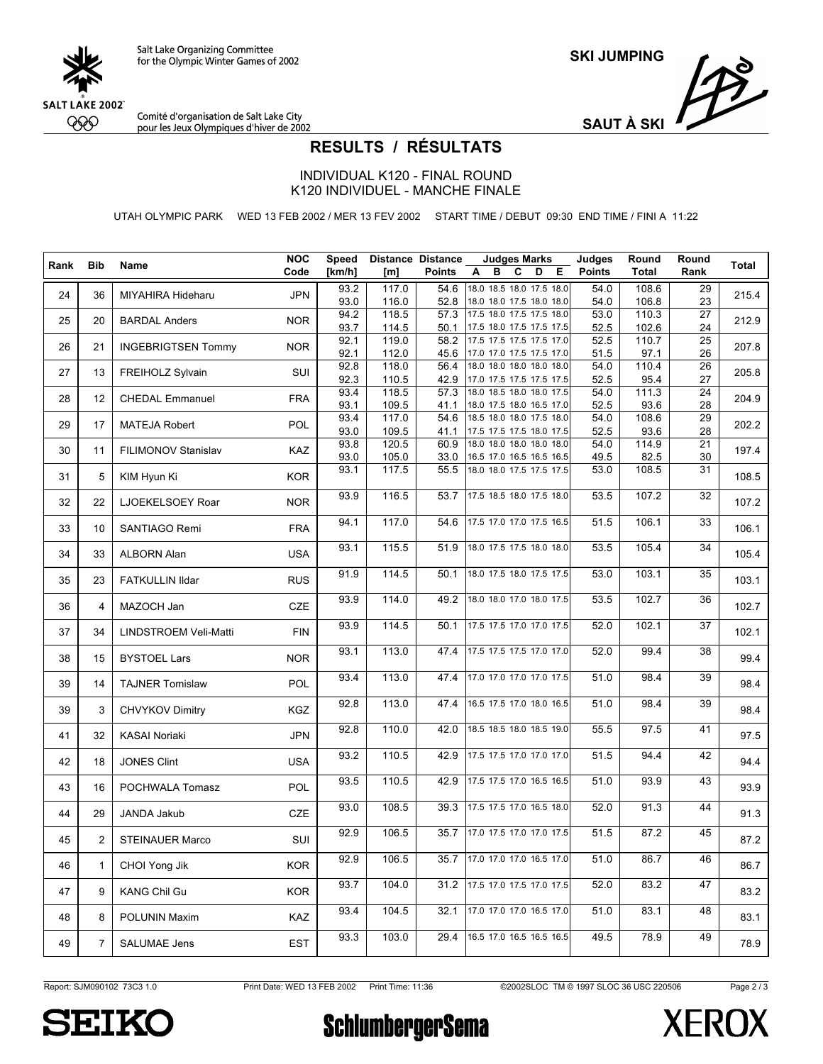Salt Lake Organizing Committee for the Olympic Winter Games of 2002

Comité d'organisation de Salt Lake City pour les Jeux Olympiques d'hiver de 2002

**SKI JUMPING**

**SAUT À SKI**

# RESULTS / RÉSULTATS

INDIVIDUAL K120 - FINAL ROUND
K120 INDIVIDUEL - MANCHE FINALE

UTAH OLYMPIC PARK WED 13 FEB 2002 / MER 13 FEV 2002 START TIME / DEBUT 09:30 END TIME / FINI A 11:22

| Rank | Bib | Name | NOC Code | Speed [km/h] | Distance [m] | Distance Points | Judges Marks A B C D E | Judges Points | Round Total | Round Rank | Total |
|---|---|---|---|---|---|---|---|---|---|---|---|
| 24 | 36 | MIYAHIRA Hideharu | JPN | 93.2 | 117.0 | 54.6 | 18.0 18.5 18.0 17.5 18.0 | 54.0 | 108.6 | 29 | 215.4 |
| | | | | 93.0 | 116.0 | 52.8 | 18.0 18.0 17.5 18.0 18.0 | 54.0 | 106.8 | 23 | |
| 25 | 20 | BARDAL Anders | NOR | 94.2 | 118.5 | 57.3 | 17.5 18.0 17.5 17.5 18.0 | 53.0 | 110.3 | 27 | 212.9 |
| | | | | 93.7 | 114.5 | 50.1 | 17.5 18.0 17.5 17.5 17.5 | 52.5 | 102.6 | 24 | |
| 26 | 21 | INGEBRIGTSEN Tommy | NOR | 92.1 | 119.0 | 58.2 | 17.5 17.5 17.5 17.5 17.0 | 52.5 | 110.7 | 25 | 207.8 |
| | | | | 92.1 | 112.0 | 45.6 | 17.0 17.0 17.5 17.5 17.0 | 51.5 | 97.1 | 26 | |
| 27 | 13 | FREIHOLZ Sylvain | SUI | 92.8 | 118.0 | 56.4 | 18.0 18.0 18.0 18.0 18.0 | 54.0 | 110.4 | 26 | 205.8 |
| | | | | 92.3 | 110.5 | 42.9 | 17.0 17.5 17.5 17.5 17.5 | 52.5 | 95.4 | 27 | |
| 28 | 12 | CHEDAL Emmanuel | FRA | 93.4 | 118.5 | 57.3 | 18.0 18.5 18.0 18.0 17.5 | 54.0 | 111.3 | 24 | 204.9 |
| | | | | 93.1 | 109.5 | 41.1 | 18.0 17.5 18.0 16.5 17.0 | 52.5 | 93.6 | 28 | |
| 29 | 17 | MATEJA Robert | POL | 93.4 | 117.0 | 54.6 | 18.5 18.0 18.0 17.5 18.0 | 54.0 | 108.6 | 29 | 202.2 |
| | | | | 93.0 | 109.5 | 41.1 | 17.5 17.5 17.5 18.0 17.5 | 52.5 | 93.6 | 28 | |
| 30 | 11 | FILIMONOV Stanislav | KAZ | 93.8 | 120.5 | 60.9 | 18.0 18.0 18.0 18.0 18.0 | 54.0 | 114.9 | 21 | 197.4 |
| | | | | 93.0 | 105.0 | 33.0 | 16.5 17.0 16.5 16.5 16.5 | 49.5 | 82.5 | 30 | |
| 31 | 5 | KIM Hyun Ki | KOR | 93.1 | 117.5 | 55.5 | 18.0 18.0 17.5 17.5 17.5 | 53.0 | 108.5 | 31 | 108.5 |
| 32 | 22 | LJOEKELSOEY Roar | NOR | 93.9 | 116.5 | 53.7 | 17.5 18.5 18.0 17.5 18.0 | 53.5 | 107.2 | 32 | 107.2 |
| 33 | 10 | SANTIAGO Remi | FRA | 94.1 | 117.0 | 54.6 | 17.5 17.0 17.0 17.5 16.5 | 51.5 | 106.1 | 33 | 106.1 |
| 34 | 33 | ALBORN Alan | USA | 93.1 | 115.5 | 51.9 | 18.0 17.5 17.5 18.0 18.0 | 53.5 | 105.4 | 34 | 105.4 |
| 35 | 23 | FATKULLIN Ildar | RUS | 91.9 | 114.5 | 50.1 | 18.0 17.5 18.0 17.5 17.5 | 53.0 | 103.1 | 35 | 103.1 |
| 36 | 4 | MAZOCH Jan | CZE | 93.9 | 114.0 | 49.2 | 18.0 18.0 17.0 18.0 17.5 | 53.5 | 102.7 | 36 | 102.7 |
| 37 | 34 | LINDSTROEM Veli-Matti | FIN | 93.9 | 114.5 | 50.1 | 17.5 17.5 17.0 17.0 17.5 | 52.0 | 102.1 | 37 | 102.1 |
| 38 | 15 | BYSTOEL Lars | NOR | 93.1 | 113.0 | 47.4 | 17.5 17.5 17.5 17.0 17.0 | 52.0 | 99.4 | 38 | 99.4 |
| 39 | 14 | TAJNER Tomislaw | POL | 93.4 | 113.0 | 47.4 | 17.0 17.0 17.0 17.0 17.5 | 51.0 | 98.4 | 39 | 98.4 |
| 39 | 3 | CHVYKOV Dimitry | KGZ | 92.8 | 113.0 | 47.4 | 16.5 17.5 17.0 18.0 16.5 | 51.0 | 98.4 | 39 | 98.4 |
| 41 | 32 | KASAI Noriaki | JPN | 92.8 | 110.0 | 42.0 | 18.5 18.5 18.0 18.5 19.0 | 55.5 | 97.5 | 41 | 97.5 |
| 42 | 18 | JONES Clint | USA | 93.2 | 110.5 | 42.9 | 17.5 17.5 17.0 17.0 17.0 | 51.5 | 94.4 | 42 | 94.4 |
| 43 | 16 | POCHWALA Tomasz | POL | 93.5 | 110.5 | 42.9 | 17.5 17.5 17.0 16.5 16.5 | 51.0 | 93.9 | 43 | 93.9 |
| 44 | 29 | JANDA Jakub | CZE | 93.0 | 108.5 | 39.3 | 17.5 17.5 17.0 16.5 18.0 | 52.0 | 91.3 | 44 | 91.3 |
| 45 | 2 | STEINAUER Marco | SUI | 92.9 | 106.5 | 35.7 | 17.0 17.5 17.0 17.0 17.5 | 51.5 | 87.2 | 45 | 87.2 |
| 46 | 1 | CHOI Yong Jik | KOR | 92.9 | 106.5 | 35.7 | 17.0 17.0 17.0 16.5 17.0 | 51.0 | 86.7 | 46 | 86.7 |
| 47 | 9 | KANG Chil Gu | KOR | 93.7 | 104.0 | 31.2 | 17.5 17.0 17.5 17.0 17.5 | 52.0 | 83.2 | 47 | 83.2 |
| 48 | 8 | POLUNIN Maxim | KAZ | 93.4 | 104.5 | 32.1 | 17.0 17.0 17.0 16.5 17.0 | 51.0 | 83.1 | 48 | 83.1 |
| 49 | 7 | SALUMAE Jens | EST | 93.3 | 103.0 | 29.4 | 16.5 17.0 16.5 16.5 16.5 | 49.5 | 78.9 | 49 | 78.9 |

Report: SJM090102 73C3 1.0 Print Date: WED 13 FEB 2002 Print Time: 11:36 ©2002SLOC TM © 1997 SLOC 36 USC 220506

SEIKO SchlumbergerSema XEROX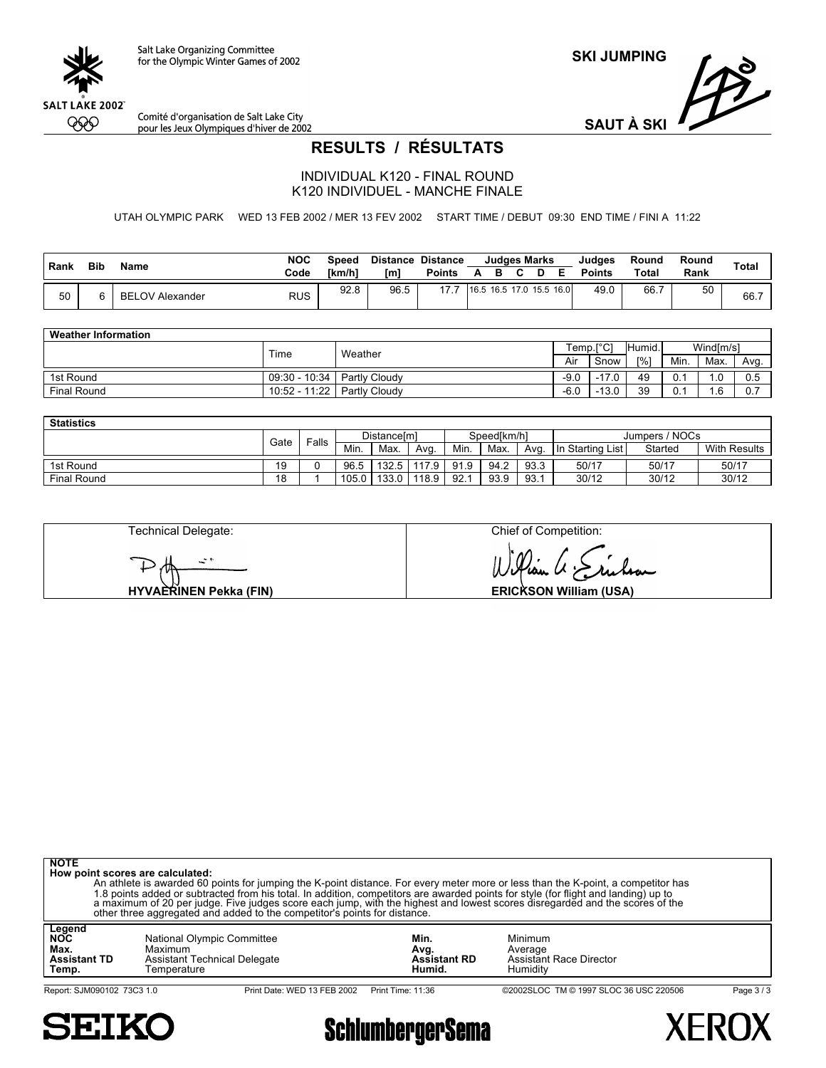Salt Lake Organizing Committee for the Olympic Winter Games of 2002

Comité d'organisation de Salt Lake City pour les Jeux Olympiques d'hiver de 2002

**SKI JUMPING**

**SAUT À SKI**

# RESULTS / RÉSULTATS

INDIVIDUAL K120 - FINAL ROUND
K120 INDIVIDUEL - MANCHE FINALE

UTAH OLYMPIC PARK WED 13 FEB 2002 / MER 13 FEV 2002 START TIME / DEBUT 09:30 END TIME / FINI A 11:22

| Rank | Bib | Name | NOC Code | Speed [km/h] | Distance [m] | Distance Points | Judges Marks A | B | C | D | E | Judges Points | Round Total | Round Rank | Total |
|---|---|---|---|---|---|---|---|---|---|---|---|---|---|---|---|
| 50 | 6 | BELOV Alexander | RUS | 92.8 | 96.5 | 17.7 | 16.5 | 16.5 | 17.0 | 15.5 | 16.0 | 49.0 | 66.7 | 50 | 66.7 |

| Weather Information | Time | Weather | Temp.[°C] | | Humid. | Wind[m/s] | | |
|---|---|---|---|---|---|---|---|---|
| | | | Air | Snow | [%] | Min. | Max. | Avg. |
| 1st Round | 09:30 - 10:34 | Partly Cloudy | -9.0 | -17.0 | 49 | 0.1 | 1.0 | 0.5 |
| Final Round | 10:52 - 11:22 | Partly Cloudy | -6.0 | -13.0 | 39 | 0.1 | 1.6 | 0.7 |

| Statistics | Gate | Falls | Distance[m] | | | Speed[km/h] | | | Jumpers / NOCs | | |
|---|---|---|---|---|---|---|---|---|---|---|---|
| | | | Min. | Max. | Avg. | Min. | Max. | Avg. | In Starting List | Started | With Results |
| 1st Round | 19 | 0 | 96.5 | 132.5 | 117.9 | 91.9 | 94.2 | 93.3 | 50/17 | 50/17 | 50/17 |
| Final Round | 18 | 1 | 105.0 | 133.0 | 118.9 | 92.1 | 93.9 | 93.1 | 30/12 | 30/12 | 30/12 |

| Technical Delegate: | Chief of Competition: |
|---|---|
| **HYVAERINEN Pekka (FIN)** | **ERICKSON William (USA)** |

**NOTE**
**How point scores are calculated:**
An athlete is awarded 60 points for jumping the K-point distance. For every meter more or less than the K-point, a competitor has 1.8 points added or subtracted from his total. In addition, competitors are awarded points for style (for flight and landing) up to a maximum of 20 per judge. Five judges score each jump, with the highest and lowest scores disregarded and the scores of the other three aggregated and added to the competitor's points for distance.

| Legend | | | |
|---|---|---|---|
| **NOC** | National Olympic Committee | **Min.** | Minimum |
| **Max.** | Maximum | **Avg.** | Average |
| **Assistant TD** | Assistant Technical Delegate | **Assistant RD** | Assistant Race Director |
| **Temp.** | Temperature | **Humid.** | Humidity |

Report: SJM090102 73C3 1.0 Print Date: WED 13 FEB 2002 Print Time: 11:36 ©2002SLOC TM © 1997 SLOC 36 USC 220506

SEIKO SchlumbergerSema XEROX